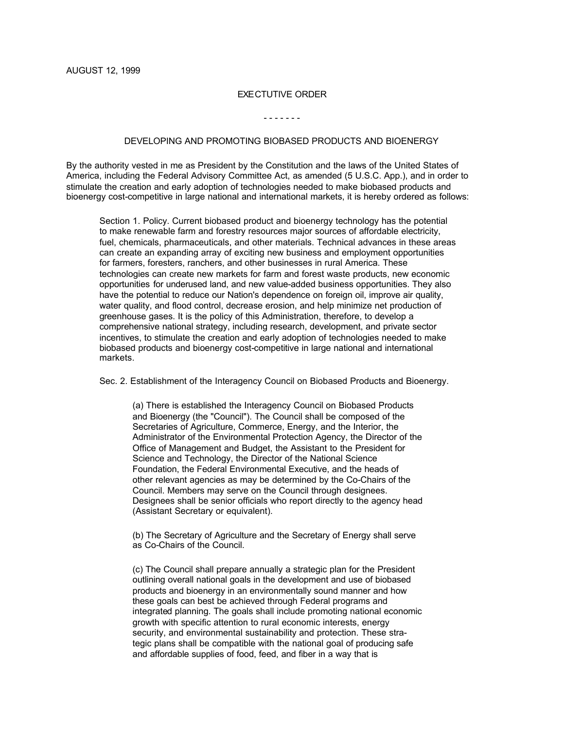AUGUST 12, 1999

EXECTUTIVE ORDER

\- - - - - - -

DEVELOPING AND PROMOTING BIOBASED PRODUCTS AND BIOENERGY

By the authority vested in me as President by the Constitution and the laws of the United States of America, including the Federal Advisory Committee Act, as amended (5 U.S.C. App.), and in order to stimulate the creation and early adoption of technologies needed to make biobased products and bioenergy cost-competitive in large national and international markets, it is hereby ordered as follows:

Section 1. Policy. Current biobased product and bioenergy technology has the potential to make renewable farm and forestry resources major sources of affordable electricity, fuel, chemicals, pharmaceuticals, and other materials. Technical advances in these areas can create an expanding array of exciting new business and employment opportunities for farmers, foresters, ranchers, and other businesses in rural America. These technologies can create new markets for farm and forest waste products, new economic opportunities for underused land, and new value-added business opportunities. They also have the potential to reduce our Nation's dependence on foreign oil, improve air quality, water quality, and flood control, decrease erosion, and help minimize net production of greenhouse gases. It is the policy of this Administration, therefore, to develop a comprehensive national strategy, including research, development, and private sector incentives, to stimulate the creation and early adoption of technologies needed to make biobased products and bioenergy cost-competitive in large national and international markets.

Sec. 2. Establishment of the Interagency Council on Biobased Products and Bioenergy.

(a) There is established the Interagency Council on Biobased Products and Bioenergy (the "Council"). The Council shall be composed of the Secretaries of Agriculture, Commerce, Energy, and the Interior, the Administrator of the Environmental Protection Agency, the Director of the Office of Management and Budget, the Assistant to the President for Science and Technology, the Director of the National Science Foundation, the Federal Environmental Executive, and the heads of other relevant agencies as may be determined by the Co-Chairs of the Council. Members may serve on the Council through designees. Designees shall be senior officials who report directly to the agency head (Assistant Secretary or equivalent).

(b) The Secretary of Agriculture and the Secretary of Energy shall serve as Co-Chairs of the Council.

(c) The Council shall prepare annually a strategic plan for the President outlining overall national goals in the development and use of biobased products and bioenergy in an environmentally sound manner and how these goals can best be achieved through Federal programs and integrated planning. The goals shall include promoting national economic growth with specific attention to rural economic interests, energy security, and environmental sustainability and protection. These strategic plans shall be compatible with the national goal of producing safe and affordable supplies of food, feed, and fiber in a way that is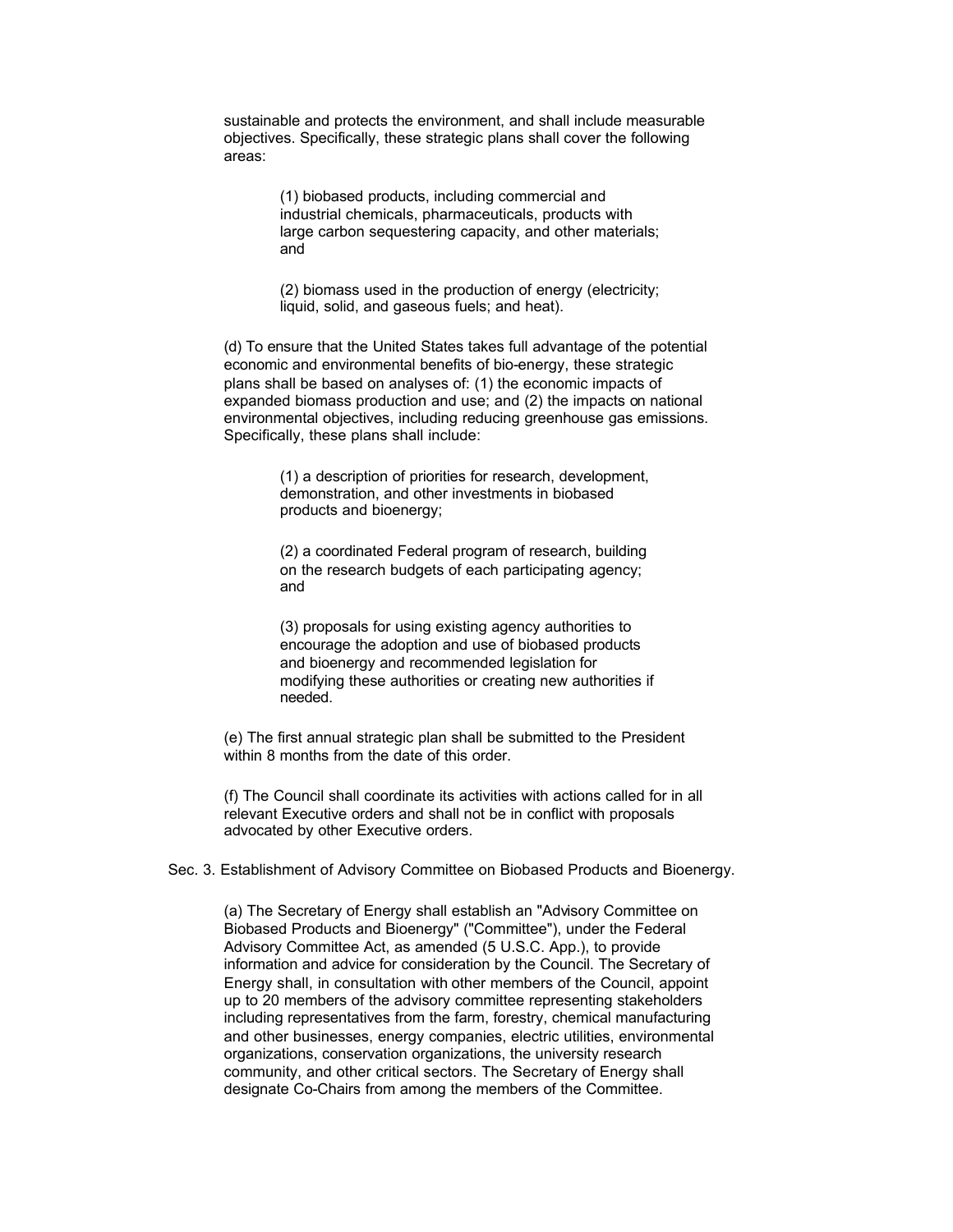sustainable and protects the environment, and shall include measurable objectives. Specifically, these strategic plans shall cover the following areas:

(1) biobased products, including commercial and industrial chemicals, pharmaceuticals, products with large carbon sequestering capacity, and other materials; and

(2) biomass used in the production of energy (electricity; liquid, solid, and gaseous fuels; and heat).

(d) To ensure that the United States takes full advantage of the potential economic and environmental benefits of bio-energy, these strategic plans shall be based on analyses of: (1) the economic impacts of expanded biomass production and use; and (2) the impacts on national environmental objectives, including reducing greenhouse gas emissions. Specifically, these plans shall include:

(1) a description of priorities for research, development, demonstration, and other investments in biobased products and bioenergy;

(2) a coordinated Federal program of research, building on the research budgets of each participating agency; and

(3) proposals for using existing agency authorities to encourage the adoption and use of biobased products and bioenergy and recommended legislation for modifying these authorities or creating new authorities if needed.

(e) The first annual strategic plan shall be submitted to the President within 8 months from the date of this order.

(f) The Council shall coordinate its activities with actions called for in all relevant Executive orders and shall not be in conflict with proposals advocated by other Executive orders.

Sec. 3. Establishment of Advisory Committee on Biobased Products and Bioenergy.

(a) The Secretary of Energy shall establish an "Advisory Committee on Biobased Products and Bioenergy" ("Committee"), under the Federal Advisory Committee Act, as amended (5 U.S.C. App.), to provide information and advice for consideration by the Council. The Secretary of Energy shall, in consultation with other members of the Council, appoint up to 20 members of the advisory committee representing stakeholders including representatives from the farm, forestry, chemical manufacturing and other businesses, energy companies, electric utilities, environmental organizations, conservation organizations, the university research community, and other critical sectors. The Secretary of Energy shall designate Co-Chairs from among the members of the Committee.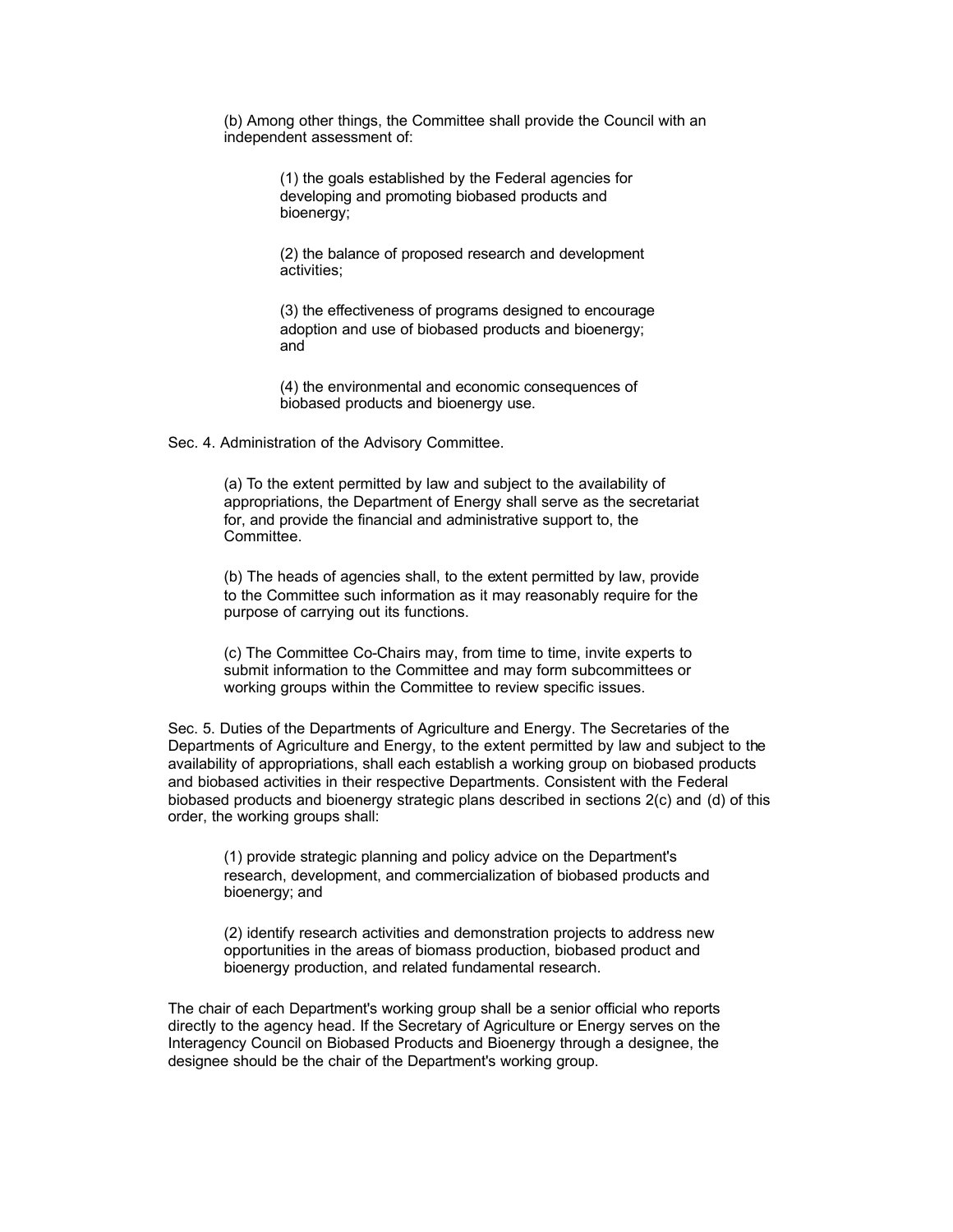(b) Among other things, the Committee shall provide the Council with an independent assessment of:

(1) the goals established by the Federal agencies for developing and promoting biobased products and bioenergy;

(2) the balance of proposed research and development activities;

(3) the effectiveness of programs designed to encourage adoption and use of biobased products and bioenergy; and

(4) the environmental and economic consequences of biobased products and bioenergy use.

Sec. 4. Administration of the Advisory Committee.

(a) To the extent permitted by law and subject to the availability of appropriations, the Department of Energy shall serve as the secretariat for, and provide the financial and administrative support to, the Committee.

(b) The heads of agencies shall, to the extent permitted by law, provide to the Committee such information as it may reasonably require for the purpose of carrying out its functions.

(c) The Committee Co-Chairs may, from time to time, invite experts to submit information to the Committee and may form subcommittees or working groups within the Committee to review specific issues.

Sec. 5. Duties of the Departments of Agriculture and Energy. The Secretaries of the Departments of Agriculture and Energy, to the extent permitted by law and subject to the availability of appropriations, shall each establish a working group on biobased products and biobased activities in their respective Departments. Consistent with the Federal biobased products and bioenergy strategic plans described in sections 2(c) and (d) of this order, the working groups shall:

(1) provide strategic planning and policy advice on the Department's research, development, and commercialization of biobased products and bioenergy; and

(2) identify research activities and demonstration projects to address new opportunities in the areas of biomass production, biobased product and bioenergy production, and related fundamental research.

The chair of each Department's working group shall be a senior official who reports directly to the agency head. If the Secretary of Agriculture or Energy serves on the Interagency Council on Biobased Products and Bioenergy through a designee, the designee should be the chair of the Department's working group.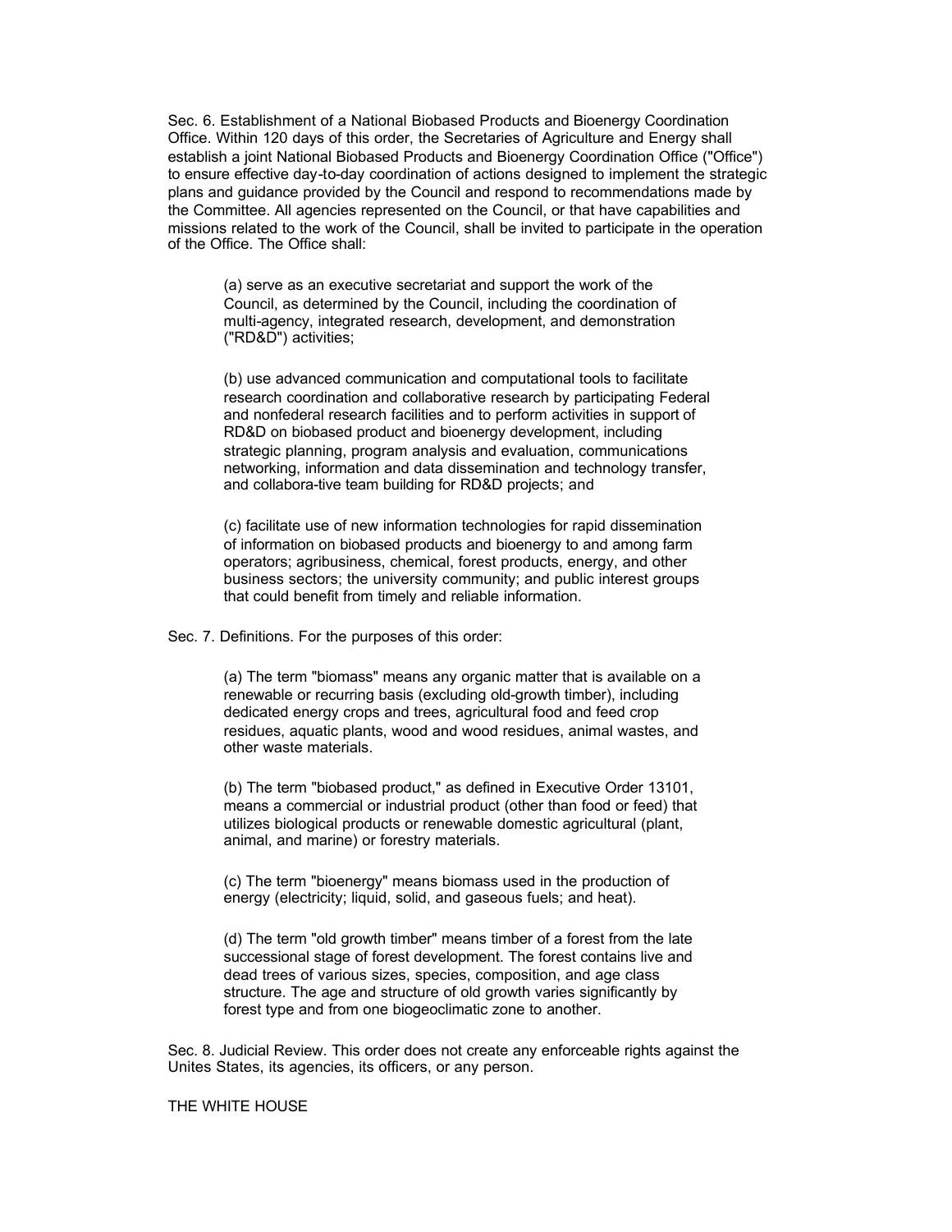Sec. 6. Establishment of a National Biobased Products and Bioenergy Coordination Office. Within 120 days of this order, the Secretaries of Agriculture and Energy shall establish a joint National Biobased Products and Bioenergy Coordination Office ("Office") to ensure effective day-to-day coordination of actions designed to implement the strategic plans and guidance provided by the Council and respond to recommendations made by the Committee. All agencies represented on the Council, or that have capabilities and missions related to the work of the Council, shall be invited to participate in the operation of the Office. The Office shall:

> (a) serve as an executive secretariat and support the work of the Council, as determined by the Council, including the coordination of multi-agency, integrated research, development, and demonstration ("RD&D") activities;
>
> (b) use advanced communication and computational tools to facilitate research coordination and collaborative research by participating Federal and nonfederal research facilities and to perform activities in support of RD&D on biobased product and bioenergy development, including strategic planning, program analysis and evaluation, communications networking, information and data dissemination and technology transfer, and collabora-tive team building for RD&D projects; and
>
> (c) facilitate use of new information technologies for rapid dissemination of information on biobased products and bioenergy to and among farm operators; agribusiness, chemical, forest products, energy, and other business sectors; the university community; and public interest groups that could benefit from timely and reliable information.

Sec. 7. Definitions. For the purposes of this order:

> (a) The term "biomass" means any organic matter that is available on a renewable or recurring basis (excluding old-growth timber), including dedicated energy crops and trees, agricultural food and feed crop residues, aquatic plants, wood and wood residues, animal wastes, and other waste materials.
>
> (b) The term "biobased product," as defined in Executive Order 13101, means a commercial or industrial product (other than food or feed) that utilizes biological products or renewable domestic agricultural (plant, animal, and marine) or forestry materials.
>
> (c) The term "bioenergy" means biomass used in the production of energy (electricity; liquid, solid, and gaseous fuels; and heat).
>
> (d) The term "old growth timber" means timber of a forest from the late successional stage of forest development. The forest contains live and dead trees of various sizes, species, composition, and age class structure. The age and structure of old growth varies significantly by forest type and from one biogeoclimatic zone to another.

Sec. 8. Judicial Review. This order does not create any enforceable rights against the Unites States, its agencies, its officers, or any person.

THE WHITE HOUSE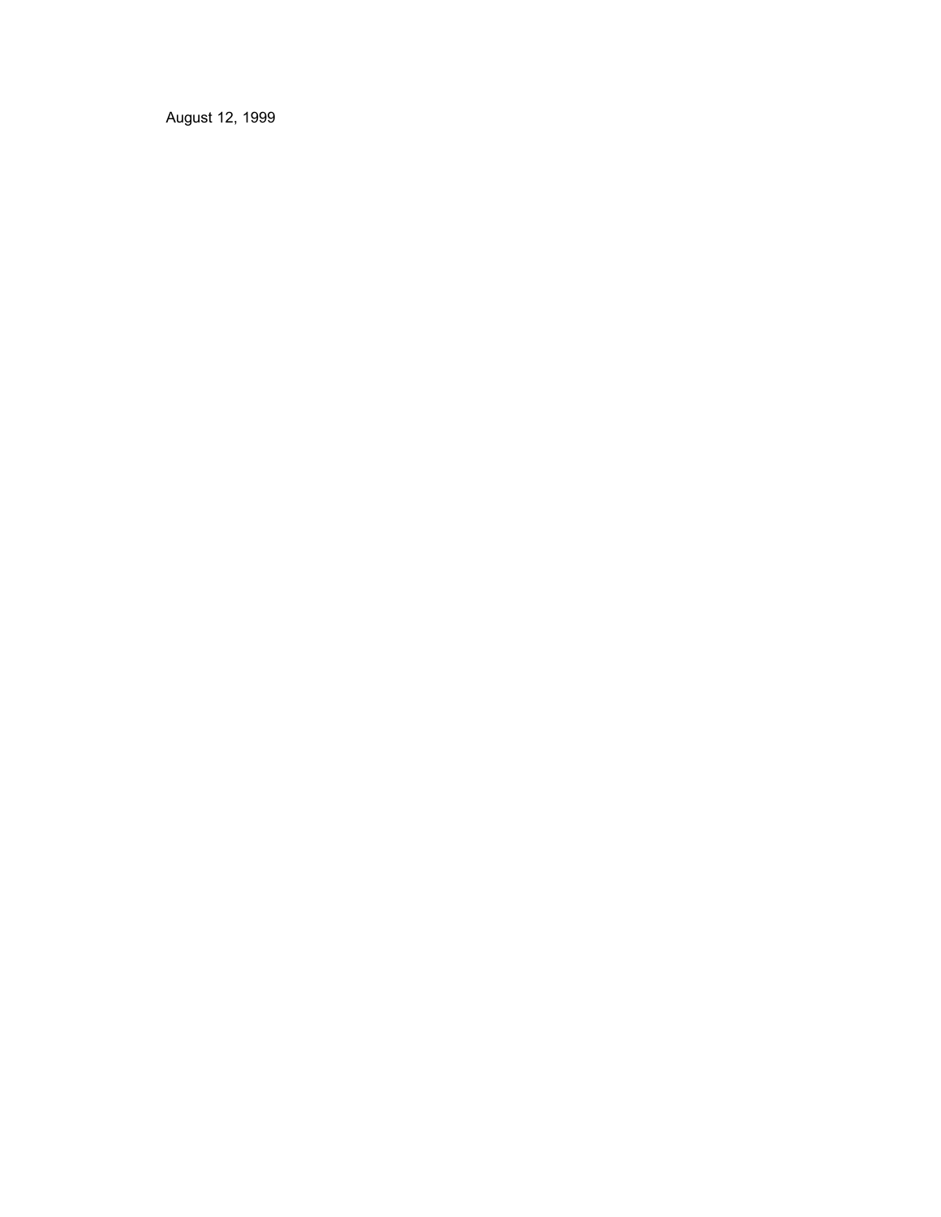August 12, 1999